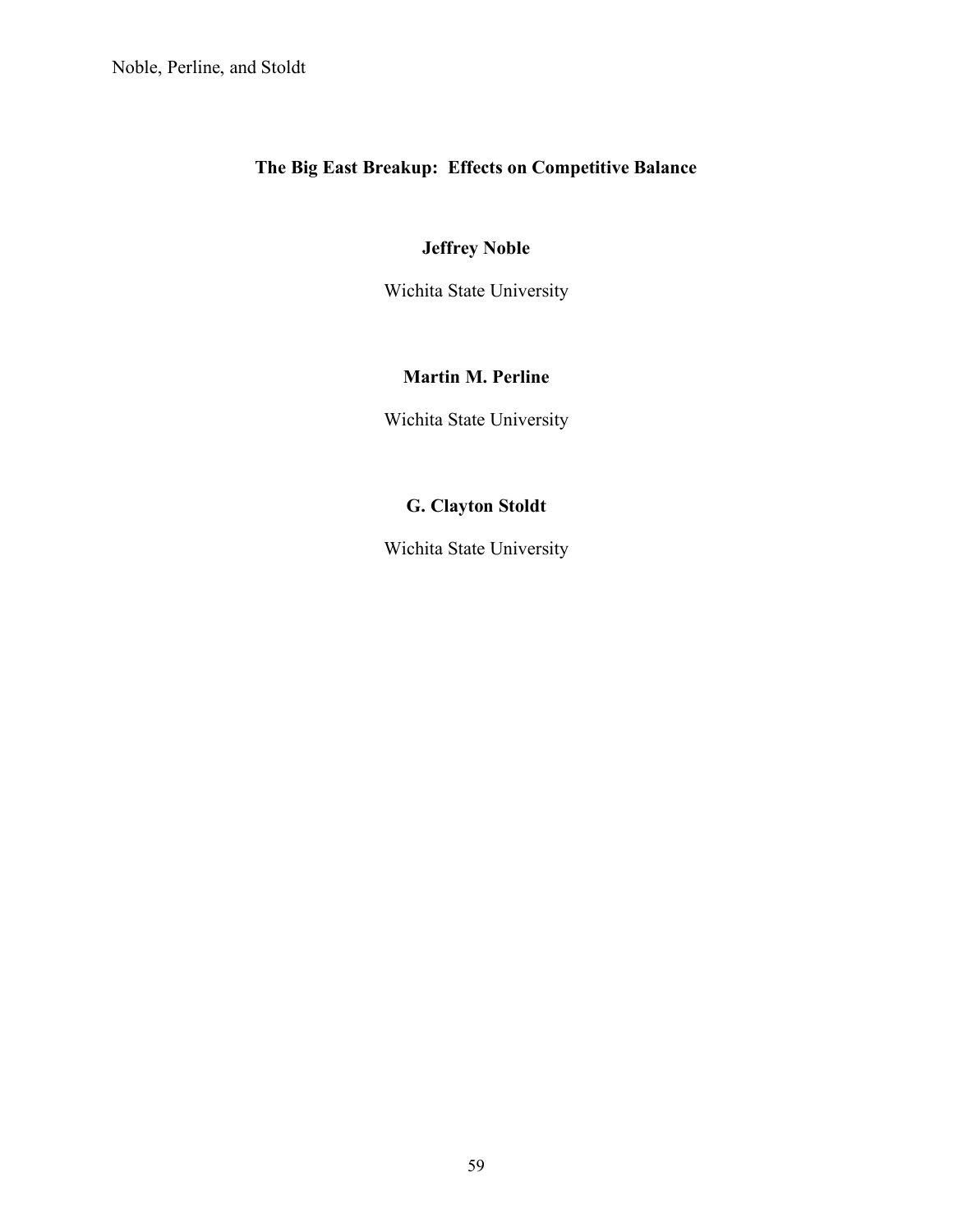# The Big East Breakup: Effects on Competitive Balance

**Jeffrey Noble**

Wichita State University

**Martin M. Perline**

Wichita State University

**G. Clayton Stoldt**

Wichita State University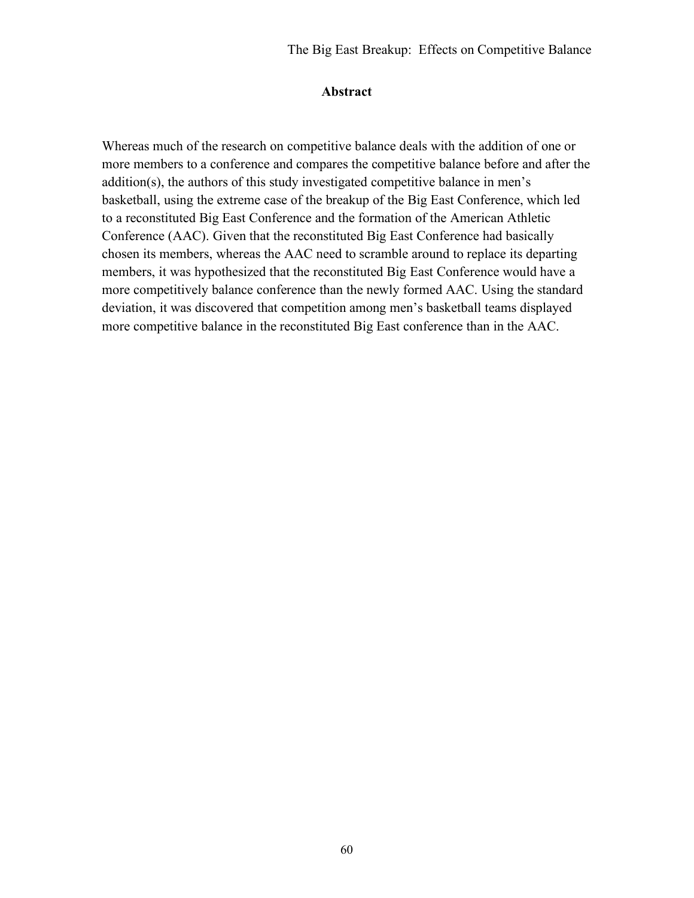## Abstract

Whereas much of the research on competitive balance deals with the addition of one or more members to a conference and compares the competitive balance before and after the addition(s), the authors of this study investigated competitive balance in men's basketball, using the extreme case of the breakup of the Big East Conference, which led to a reconstituted Big East Conference and the formation of the American Athletic Conference (AAC). Given that the reconstituted Big East Conference had basically chosen its members, whereas the AAC need to scramble around to replace its departing members, it was hypothesized that the reconstituted Big East Conference would have a more competitively balance conference than the newly formed AAC. Using the standard deviation, it was discovered that competition among men's basketball teams displayed more competitive balance in the reconstituted Big East conference than in the AAC.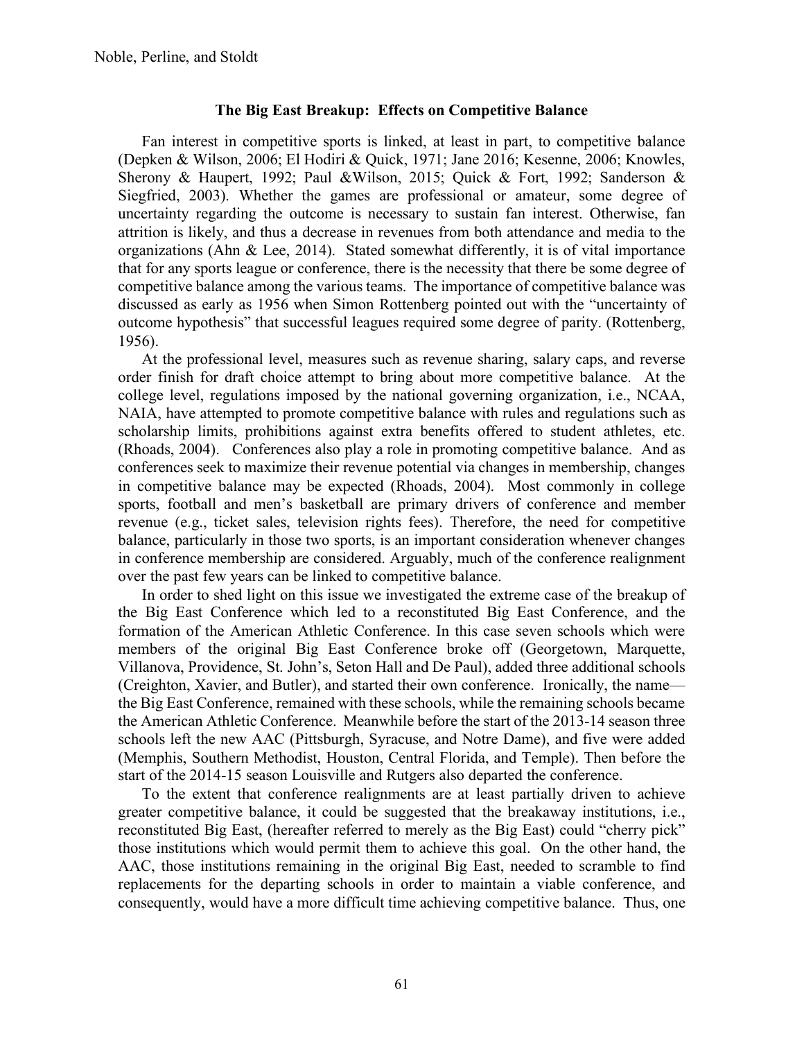## The Big East Breakup: Effects on Competitive Balance

Fan interest in competitive sports is linked, at least in part, to competitive balance (Depken & Wilson, 2006; El Hodiri & Quick, 1971; Jane 2016; Kesenne, 2006; Knowles, Sherony & Haupert, 1992; Paul &Wilson, 2015; Quick & Fort, 1992; Sanderson & Siegfried, 2003). Whether the games are professional or amateur, some degree of uncertainty regarding the outcome is necessary to sustain fan interest. Otherwise, fan attrition is likely, and thus a decrease in revenues from both attendance and media to the organizations (Ahn & Lee, 2014). Stated somewhat differently, it is of vital importance that for any sports league or conference, there is the necessity that there be some degree of competitive balance among the various teams. The importance of competitive balance was discussed as early as 1956 when Simon Rottenberg pointed out with the "uncertainty of outcome hypothesis" that successful leagues required some degree of parity. (Rottenberg, 1956).

At the professional level, measures such as revenue sharing, salary caps, and reverse order finish for draft choice attempt to bring about more competitive balance. At the college level, regulations imposed by the national governing organization, i.e., NCAA, NAIA, have attempted to promote competitive balance with rules and regulations such as scholarship limits, prohibitions against extra benefits offered to student athletes, etc. (Rhoads, 2004). Conferences also play a role in promoting competitive balance. And as conferences seek to maximize their revenue potential via changes in membership, changes in competitive balance may be expected (Rhoads, 2004). Most commonly in college sports, football and men's basketball are primary drivers of conference and member revenue (e.g., ticket sales, television rights fees). Therefore, the need for competitive balance, particularly in those two sports, is an important consideration whenever changes in conference membership are considered. Arguably, much of the conference realignment over the past few years can be linked to competitive balance.

In order to shed light on this issue we investigated the extreme case of the breakup of the Big East Conference which led to a reconstituted Big East Conference, and the formation of the American Athletic Conference. In this case seven schools which were members of the original Big East Conference broke off (Georgetown, Marquette, Villanova, Providence, St. John's, Seton Hall and De Paul), added three additional schools (Creighton, Xavier, and Butler), and started their own conference. Ironically, the name—the Big East Conference, remained with these schools, while the remaining schools became the American Athletic Conference. Meanwhile before the start of the 2013-14 season three schools left the new AAC (Pittsburgh, Syracuse, and Notre Dame), and five were added (Memphis, Southern Methodist, Houston, Central Florida, and Temple). Then before the start of the 2014-15 season Louisville and Rutgers also departed the conference.

To the extent that conference realignments are at least partially driven to achieve greater competitive balance, it could be suggested that the breakaway institutions, i.e., reconstituted Big East, (hereafter referred to merely as the Big East) could "cherry pick" those institutions which would permit them to achieve this goal. On the other hand, the AAC, those institutions remaining in the original Big East, needed to scramble to find replacements for the departing schools in order to maintain a viable conference, and consequently, would have a more difficult time achieving competitive balance. Thus, one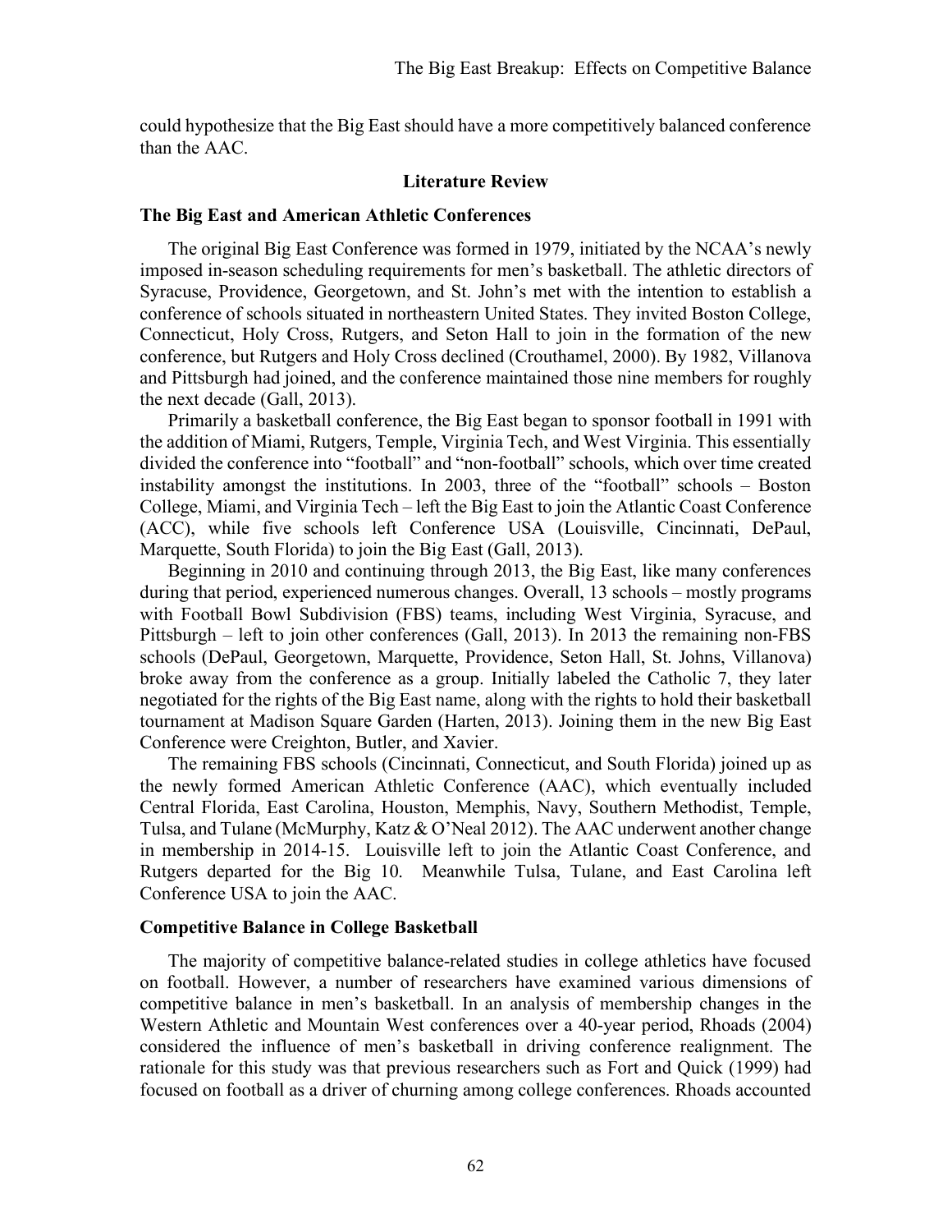could hypothesize that the Big East should have a more competitively balanced conference than the AAC.

## Literature Review

### The Big East and American Athletic Conferences

The original Big East Conference was formed in 1979, initiated by the NCAA's newly imposed in-season scheduling requirements for men's basketball. The athletic directors of Syracuse, Providence, Georgetown, and St. John's met with the intention to establish a conference of schools situated in northeastern United States. They invited Boston College, Connecticut, Holy Cross, Rutgers, and Seton Hall to join in the formation of the new conference, but Rutgers and Holy Cross declined (Crouthamel, 2000). By 1982, Villanova and Pittsburgh had joined, and the conference maintained those nine members for roughly the next decade (Gall, 2013).

Primarily a basketball conference, the Big East began to sponsor football in 1991 with the addition of Miami, Rutgers, Temple, Virginia Tech, and West Virginia. This essentially divided the conference into "football" and "non-football" schools, which over time created instability amongst the institutions. In 2003, three of the "football" schools – Boston College, Miami, and Virginia Tech – left the Big East to join the Atlantic Coast Conference (ACC), while five schools left Conference USA (Louisville, Cincinnati, DePaul, Marquette, South Florida) to join the Big East (Gall, 2013).

Beginning in 2010 and continuing through 2013, the Big East, like many conferences during that period, experienced numerous changes. Overall, 13 schools – mostly programs with Football Bowl Subdivision (FBS) teams, including West Virginia, Syracuse, and Pittsburgh – left to join other conferences (Gall, 2013). In 2013 the remaining non-FBS schools (DePaul, Georgetown, Marquette, Providence, Seton Hall, St. Johns, Villanova) broke away from the conference as a group. Initially labeled the Catholic 7, they later negotiated for the rights of the Big East name, along with the rights to hold their basketball tournament at Madison Square Garden (Harten, 2013). Joining them in the new Big East Conference were Creighton, Butler, and Xavier.

The remaining FBS schools (Cincinnati, Connecticut, and South Florida) joined up as the newly formed American Athletic Conference (AAC), which eventually included Central Florida, East Carolina, Houston, Memphis, Navy, Southern Methodist, Temple, Tulsa, and Tulane (McMurphy, Katz & O'Neal 2012). The AAC underwent another change in membership in 2014-15. Louisville left to join the Atlantic Coast Conference, and Rutgers departed for the Big 10. Meanwhile Tulsa, Tulane, and East Carolina left Conference USA to join the AAC.

### Competitive Balance in College Basketball

The majority of competitive balance-related studies in college athletics have focused on football. However, a number of researchers have examined various dimensions of competitive balance in men's basketball. In an analysis of membership changes in the Western Athletic and Mountain West conferences over a 40-year period, Rhoads (2004) considered the influence of men's basketball in driving conference realignment. The rationale for this study was that previous researchers such as Fort and Quick (1999) had focused on football as a driver of churning among college conferences. Rhoads accounted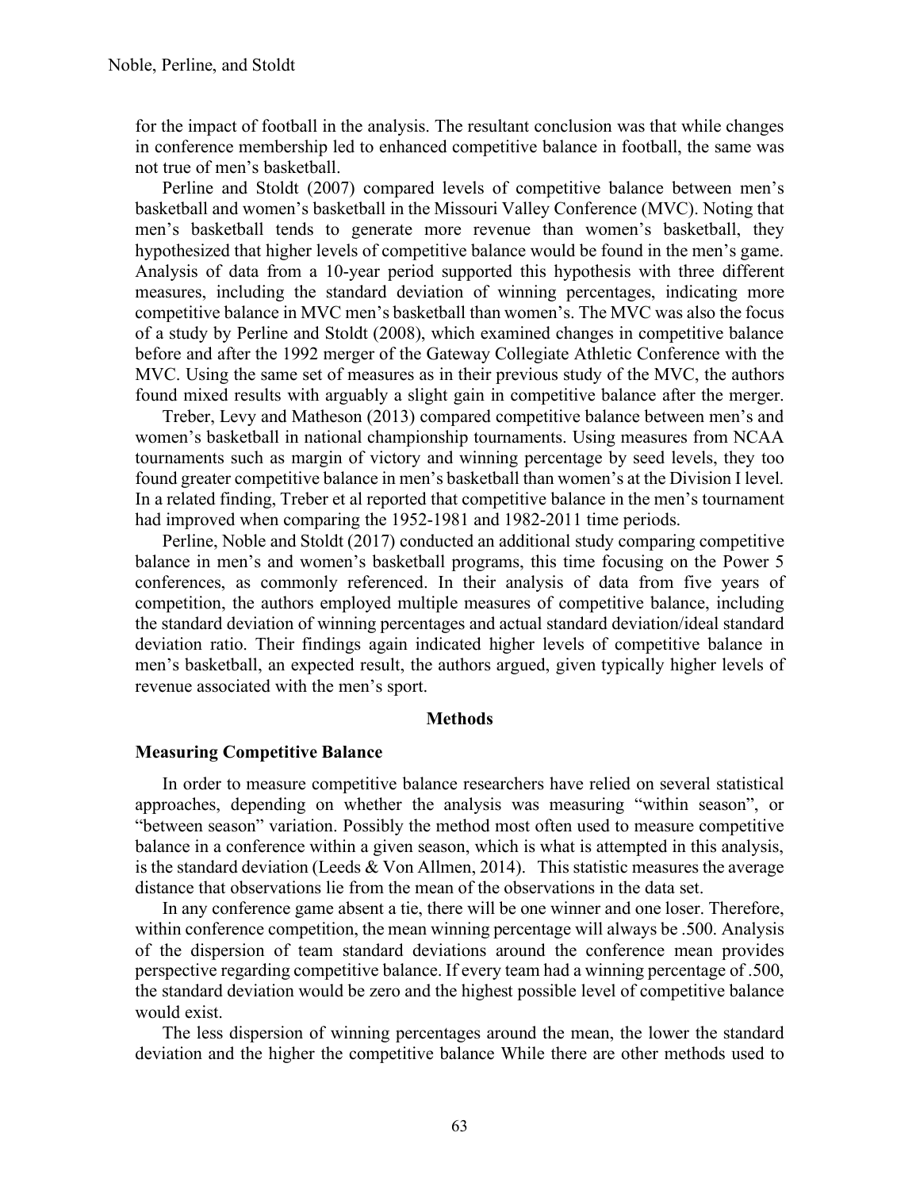for the impact of football in the analysis. The resultant conclusion was that while changes in conference membership led to enhanced competitive balance in football, the same was not true of men's basketball.

Perline and Stoldt (2007) compared levels of competitive balance between men's basketball and women's basketball in the Missouri Valley Conference (MVC). Noting that men's basketball tends to generate more revenue than women's basketball, they hypothesized that higher levels of competitive balance would be found in the men's game. Analysis of data from a 10-year period supported this hypothesis with three different measures, including the standard deviation of winning percentages, indicating more competitive balance in MVC men's basketball than women's. The MVC was also the focus of a study by Perline and Stoldt (2008), which examined changes in competitive balance before and after the 1992 merger of the Gateway Collegiate Athletic Conference with the MVC. Using the same set of measures as in their previous study of the MVC, the authors found mixed results with arguably a slight gain in competitive balance after the merger.

Treber, Levy and Matheson (2013) compared competitive balance between men's and women's basketball in national championship tournaments. Using measures from NCAA tournaments such as margin of victory and winning percentage by seed levels, they too found greater competitive balance in men's basketball than women's at the Division I level. In a related finding, Treber et al reported that competitive balance in the men's tournament had improved when comparing the 1952-1981 and 1982-2011 time periods.

Perline, Noble and Stoldt (2017) conducted an additional study comparing competitive balance in men's and women's basketball programs, this time focusing on the Power 5 conferences, as commonly referenced. In their analysis of data from five years of competition, the authors employed multiple measures of competitive balance, including the standard deviation of winning percentages and actual standard deviation/ideal standard deviation ratio. Their findings again indicated higher levels of competitive balance in men's basketball, an expected result, the authors argued, given typically higher levels of revenue associated with the men's sport.

## Methods

### Measuring Competitive Balance

In order to measure competitive balance researchers have relied on several statistical approaches, depending on whether the analysis was measuring "within season", or "between season" variation. Possibly the method most often used to measure competitive balance in a conference within a given season, which is what is attempted in this analysis, is the standard deviation (Leeds & Von Allmen, 2014). This statistic measures the average distance that observations lie from the mean of the observations in the data set.

In any conference game absent a tie, there will be one winner and one loser. Therefore, within conference competition, the mean winning percentage will always be .500. Analysis of the dispersion of team standard deviations around the conference mean provides perspective regarding competitive balance. If every team had a winning percentage of .500, the standard deviation would be zero and the highest possible level of competitive balance would exist.

The less dispersion of winning percentages around the mean, the lower the standard deviation and the higher the competitive balance While there are other methods used to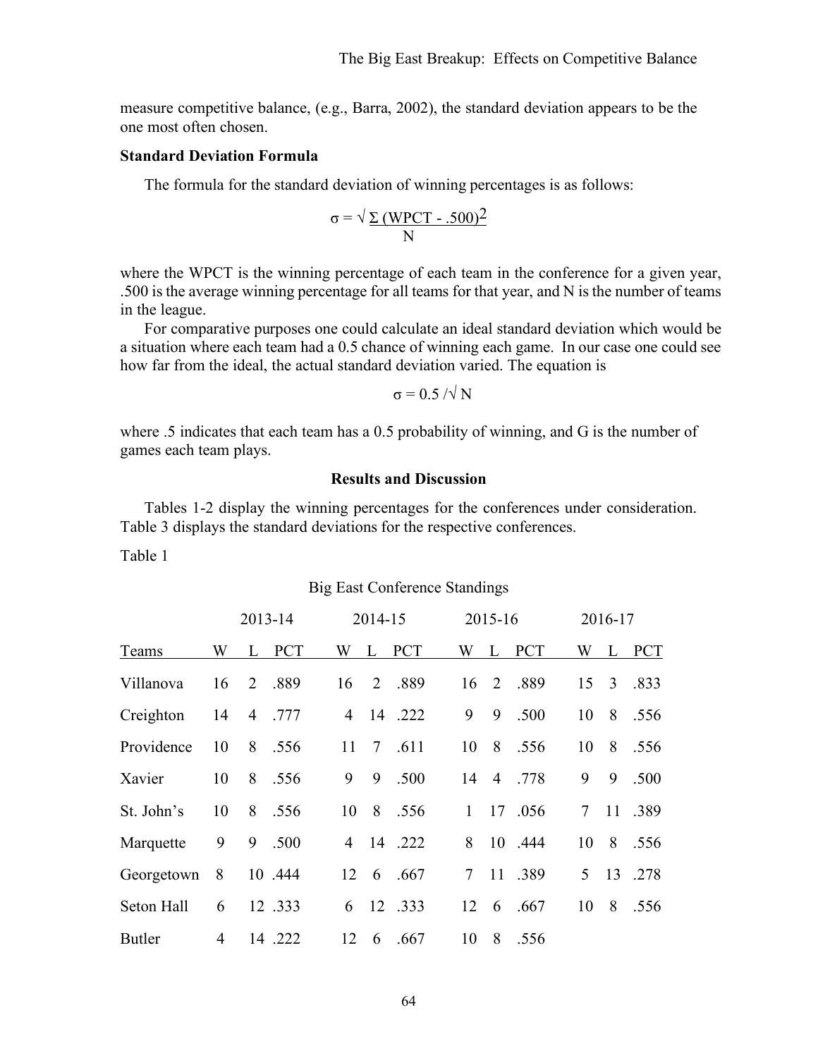measure competitive balance, (e.g., Barra, 2002), the standard deviation appears to be the one most often chosen.

**Standard Deviation Formula**

The formula for the standard deviation of winning percentages is as follows:

$$\sigma = \sqrt{\frac{\Sigma\,(\text{WPCT} - .500)^2}{N}}$$

where the WPCT is the winning percentage of each team in the conference for a given year, .500 is the average winning percentage for all teams for that year, and N is the number of teams in the league.

For comparative purposes one could calculate an ideal standard deviation which would be a situation where each team had a 0.5 chance of winning each game. In our case one could see how far from the ideal, the actual standard deviation varied. The equation is

$$\sigma = 0.5 / \sqrt{N}$$

where .5 indicates that each team has a 0.5 probability of winning, and G is the number of games each team plays.

## Results and Discussion

Tables 1-2 display the winning percentages for the conferences under consideration. Table 3 displays the standard deviations for the respective conferences.

Table 1

Big East Conference Standings

| | 2013-14 | | | 2014-15 | | | 2015-16 | | | 2016-17 | | |
|---|---|---|---|---|---|---|---|---|---|---|---|---|
| Teams | W | L | PCT | W | L | PCT | W | L | PCT | W | L | PCT |
| Villanova | 16 | 2 | .889 | 16 | 2 | .889 | 16 | 2 | .889 | 15 | 3 | .833 |
| Creighton | 14 | 4 | .777 | 4 | 14 | .222 | 9 | 9 | .500 | 10 | 8 | .556 |
| Providence | 10 | 8 | .556 | 11 | 7 | .611 | 10 | 8 | .556 | 10 | 8 | .556 |
| Xavier | 10 | 8 | .556 | 9 | 9 | .500 | 14 | 4 | .778 | 9 | 9 | .500 |
| St. John's | 10 | 8 | .556 | 10 | 8 | .556 | 1 | 17 | .056 | 7 | 11 | .389 |
| Marquette | 9 | 9 | .500 | 4 | 14 | .222 | 8 | 10 | .444 | 10 | 8 | .556 |
| Georgetown | 8 | 10 | .444 | 12 | 6 | .667 | 7 | 11 | .389 | 5 | 13 | .278 |
| Seton Hall | 6 | 12 | .333 | 6 | 12 | .333 | 12 | 6 | .667 | 10 | 8 | .556 |
| Butler | 4 | 14 | .222 | 12 | 6 | .667 | 10 | 8 | .556 | | | |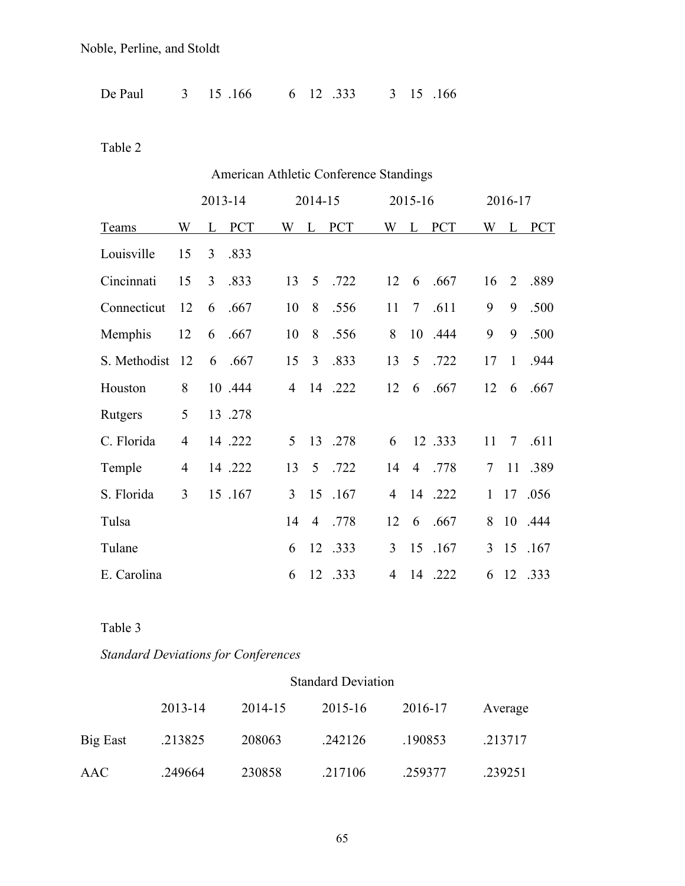| De Paul | 3 | 15 | .166 | 6 | 12 | .333 | 3 | 15 | .166 |
|---|---|---|---|---|---|---|---|---|---|

Table 2

American Athletic Conference Standings

| | 2013-14 | | | 2014-15 | | | 2015-16 | | | 2016-17 | | |
|---|---|---|---|---|---|---|---|---|---|---|---|---|
| Teams | W | L | PCT | W | L | PCT | W | L | PCT | W | L | PCT |
| Louisville | 15 | 3 | .833 | | | | | | | | | |
| Cincinnati | 15 | 3 | .833 | 13 | 5 | .722 | 12 | 6 | .667 | 16 | 2 | .889 |
| Connecticut | 12 | 6 | .667 | 10 | 8 | .556 | 11 | 7 | .611 | 9 | 9 | .500 |
| Memphis | 12 | 6 | .667 | 10 | 8 | .556 | 8 | 10 | .444 | 9 | 9 | .500 |
| S. Methodist | 12 | 6 | .667 | 15 | 3 | .833 | 13 | 5 | .722 | 17 | 1 | .944 |
| Houston | 8 | 10 | .444 | 4 | 14 | .222 | 12 | 6 | .667 | 12 | 6 | .667 |
| Rutgers | 5 | 13 | .278 | | | | | | | | | |
| C. Florida | 4 | 14 | .222 | 5 | 13 | .278 | 6 | 12 | .333 | 11 | 7 | .611 |
| Temple | 4 | 14 | .222 | 13 | 5 | .722 | 14 | 4 | .778 | 7 | 11 | .389 |
| S. Florida | 3 | 15 | .167 | 3 | 15 | .167 | 4 | 14 | .222 | 1 | 17 | .056 |
| Tulsa | | | | 14 | 4 | .778 | 12 | 6 | .667 | 8 | 10 | .444 |
| Tulane | | | | 6 | 12 | .333 | 3 | 15 | .167 | 3 | 15 | .167 |
| E. Carolina | | | | 6 | 12 | .333 | 4 | 14 | .222 | 6 | 12 | .333 |

Table 3

*Standard Deviations for Conferences*

| | Standard Deviation | | | | |
|---|---|---|---|---|---|
| | 2013-14 | 2014-15 | 2015-16 | 2016-17 | Average |
| Big East | .213825 | 208063 | .242126 | .190853 | .213717 |
| AAC | .249664 | 230858 | .217106 | .259377 | .239251 |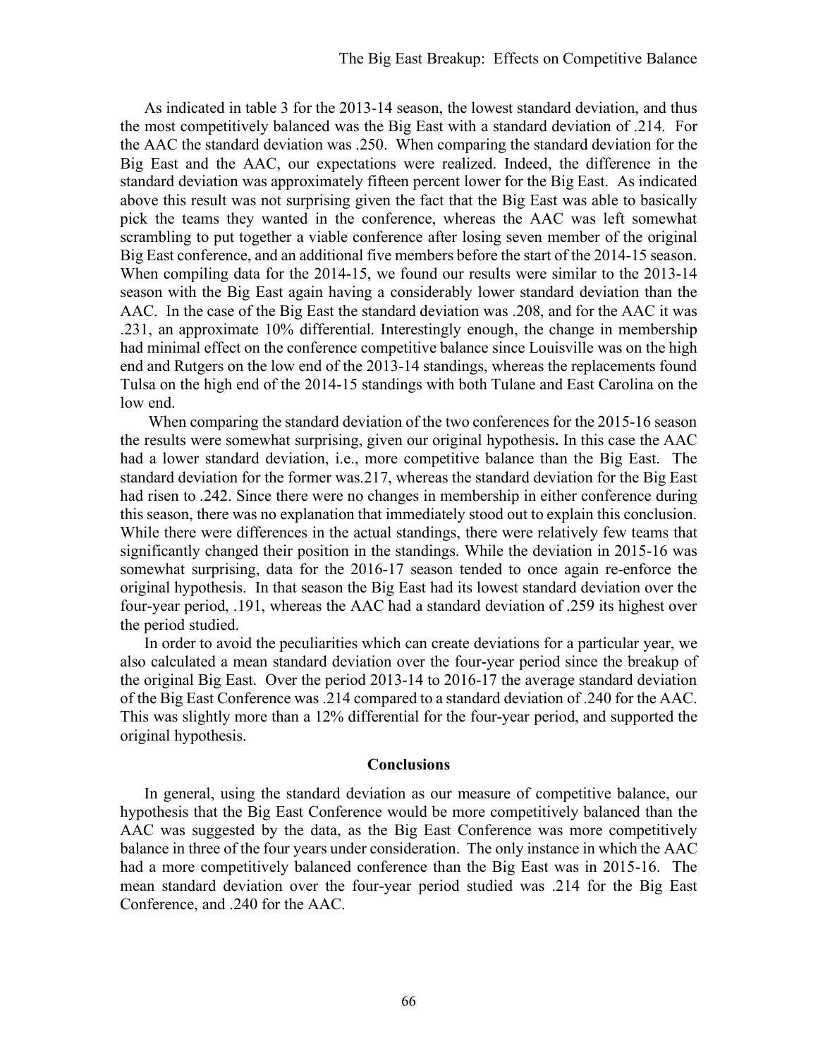As indicated in table 3 for the 2013-14 season, the lowest standard deviation, and thus the most competitively balanced was the Big East with a standard deviation of .214. For the AAC the standard deviation was .250. When comparing the standard deviation for the Big East and the AAC, our expectations were realized. Indeed, the difference in the standard deviation was approximately fifteen percent lower for the Big East. As indicated above this result was not surprising given the fact that the Big East was able to basically pick the teams they wanted in the conference, whereas the AAC was left somewhat scrambling to put together a viable conference after losing seven member of the original Big East conference, and an additional five members before the start of the 2014-15 season. When compiling data for the 2014-15, we found our results were similar to the 2013-14 season with the Big East again having a considerably lower standard deviation than the AAC. In the case of the Big East the standard deviation was .208, and for the AAC it was .231, an approximate 10% differential. Interestingly enough, the change in membership had minimal effect on the conference competitive balance since Louisville was on the high end and Rutgers on the low end of the 2013-14 standings, whereas the replacements found Tulsa on the high end of the 2014-15 standings with both Tulane and East Carolina on the low end.

When comparing the standard deviation of the two conferences for the 2015-16 season the results were somewhat surprising, given our original hypothesis**.** In this case the AAC had a lower standard deviation, i.e., more competitive balance than the Big East. The standard deviation for the former was.217, whereas the standard deviation for the Big East had risen to .242. Since there were no changes in membership in either conference during this season, there was no explanation that immediately stood out to explain this conclusion. While there were differences in the actual standings, there were relatively few teams that significantly changed their position in the standings. While the deviation in 2015-16 was somewhat surprising, data for the 2016-17 season tended to once again re-enforce the original hypothesis. In that season the Big East had its lowest standard deviation over the four-year period, .191, whereas the AAC had a standard deviation of .259 its highest over the period studied.

In order to avoid the peculiarities which can create deviations for a particular year, we also calculated a mean standard deviation over the four-year period since the breakup of the original Big East. Over the period 2013-14 to 2016-17 the average standard deviation of the Big East Conference was .214 compared to a standard deviation of .240 for the AAC. This was slightly more than a 12% differential for the four-year period, and supported the original hypothesis.

## Conclusions

In general, using the standard deviation as our measure of competitive balance, our hypothesis that the Big East Conference would be more competitively balanced than the AAC was suggested by the data, as the Big East Conference was more competitively balance in three of the four years under consideration. The only instance in which the AAC had a more competitively balanced conference than the Big East was in 2015-16. The mean standard deviation over the four-year period studied was .214 for the Big East Conference, and .240 for the AAC.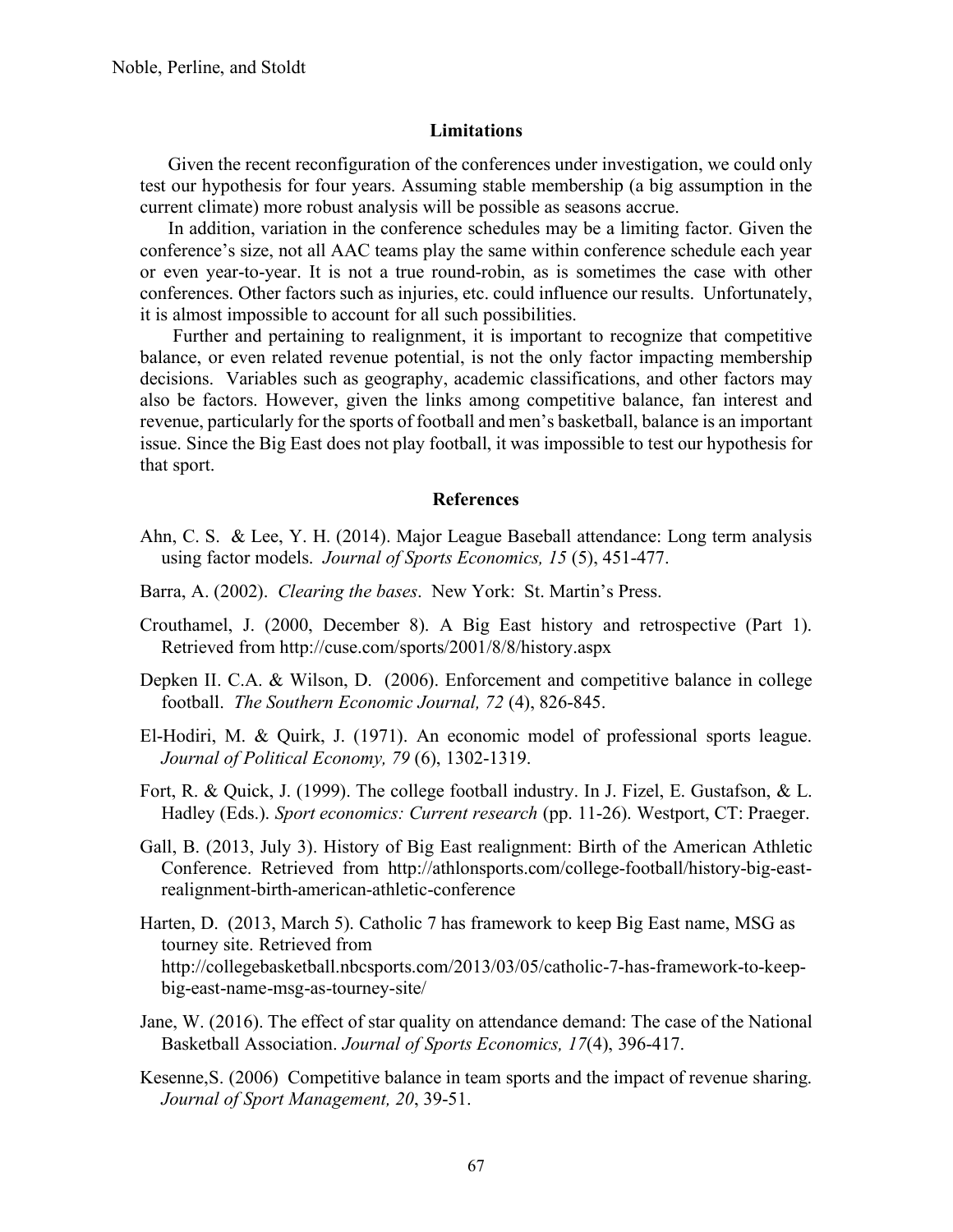### Limitations

Given the recent reconfiguration of the conferences under investigation, we could only test our hypothesis for four years. Assuming stable membership (a big assumption in the current climate) more robust analysis will be possible as seasons accrue.

In addition, variation in the conference schedules may be a limiting factor. Given the conference's size, not all AAC teams play the same within conference schedule each year or even year-to-year. It is not a true round-robin, as is sometimes the case with other conferences. Other factors such as injuries, etc. could influence our results. Unfortunately, it is almost impossible to account for all such possibilities.

Further and pertaining to realignment, it is important to recognize that competitive balance, or even related revenue potential, is not the only factor impacting membership decisions. Variables such as geography, academic classifications, and other factors may also be factors. However, given the links among competitive balance, fan interest and revenue, particularly for the sports of football and men's basketball, balance is an important issue. Since the Big East does not play football, it was impossible to test our hypothesis for that sport.

### References

Ahn, C. S. & Lee, Y. H. (2014). Major League Baseball attendance: Long term analysis using factor models. *Journal of Sports Economics, 15* (5), 451-477.

Barra, A. (2002). *Clearing the bases*. New York: St. Martin's Press.

Crouthamel, J. (2000, December 8). A Big East history and retrospective (Part 1). Retrieved from http://cuse.com/sports/2001/8/8/history.aspx

Depken II. C.A. & Wilson, D. (2006). Enforcement and competitive balance in college football. *The Southern Economic Journal, 72* (4), 826-845.

El-Hodiri, M. & Quirk, J. (1971). An economic model of professional sports league. *Journal of Political Economy, 79* (6), 1302-1319.

Fort, R. & Quick, J. (1999). The college football industry. In J. Fizel, E. Gustafson, & L. Hadley (Eds.). *Sport economics: Current research* (pp. 11-26). Westport, CT: Praeger.

Gall, B. (2013, July 3). History of Big East realignment: Birth of the American Athletic Conference. Retrieved from http://athlonsports.com/college-football/history-big-east-realignment-birth-american-athletic-conference

Harten, D. (2013, March 5). Catholic 7 has framework to keep Big East name, MSG as tourney site. Retrieved from http://collegebasketball.nbcsports.com/2013/03/05/catholic-7-has-framework-to-keep-big-east-name-msg-as-tourney-site/

Jane, W. (2016). The effect of star quality on attendance demand: The case of the National Basketball Association. *Journal of Sports Economics, 17*(4), 396-417.

Kesenne,S. (2006) Competitive balance in team sports and the impact of revenue sharing. *Journal of Sport Management, 20*, 39-51.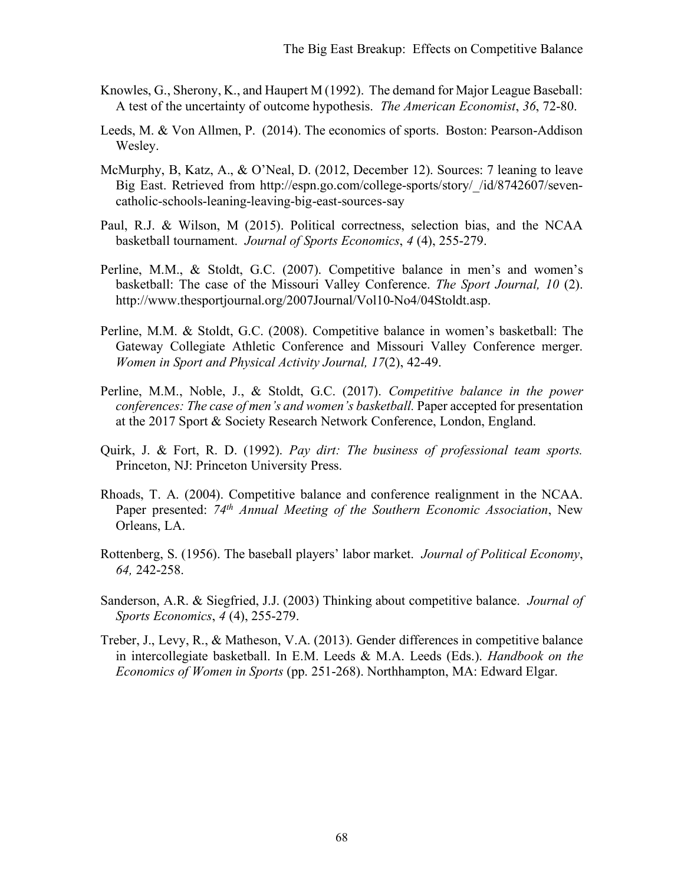Knowles, G., Sherony, K., and Haupert M (1992). The demand for Major League Baseball: A test of the uncertainty of outcome hypothesis. *The American Economist*, *36*, 72-80.

Leeds, M. & Von Allmen, P. (2014). The economics of sports. Boston: Pearson-Addison Wesley.

McMurphy, B, Katz, A., & O'Neal, D. (2012, December 12). Sources: 7 leaning to leave Big East. Retrieved from http://espn.go.com/college-sports/story/_/id/8742607/seven-catholic-schools-leaning-leaving-big-east-sources-say

Paul, R.J. & Wilson, M (2015). Political correctness, selection bias, and the NCAA basketball tournament. *Journal of Sports Economics*, *4* (4), 255-279.

Perline, M.M., & Stoldt, G.C. (2007). Competitive balance in men's and women's basketball: The case of the Missouri Valley Conference. *The Sport Journal, 10* (2). http://www.thesportjournal.org/2007Journal/Vol10-No4/04Stoldt.asp.

Perline, M.M. & Stoldt, G.C. (2008). Competitive balance in women's basketball: The Gateway Collegiate Athletic Conference and Missouri Valley Conference merger. *Women in Sport and Physical Activity Journal, 17*(2), 42-49.

Perline, M.M., Noble, J., & Stoldt, G.C. (2017). *Competitive balance in the power conferences: The case of men's and women's basketball.* Paper accepted for presentation at the 2017 Sport & Society Research Network Conference, London, England.

Quirk, J. & Fort, R. D. (1992). *Pay dirt: The business of professional team sports.* Princeton, NJ: Princeton University Press.

Rhoads, T. A. (2004). Competitive balance and conference realignment in the NCAA. Paper presented: *74th Annual Meeting of the Southern Economic Association*, New Orleans, LA.

Rottenberg, S. (1956). The baseball players' labor market. *Journal of Political Economy*, *64,* 242-258.

Sanderson, A.R. & Siegfried, J.J. (2003) Thinking about competitive balance. *Journal of Sports Economics*, *4* (4), 255-279.

Treber, J., Levy, R., & Matheson, V.A. (2013). Gender differences in competitive balance in intercollegiate basketball. In E.M. Leeds & M.A. Leeds (Eds.). *Handbook on the Economics of Women in Sports* (pp. 251-268). Northhampton, MA: Edward Elgar.